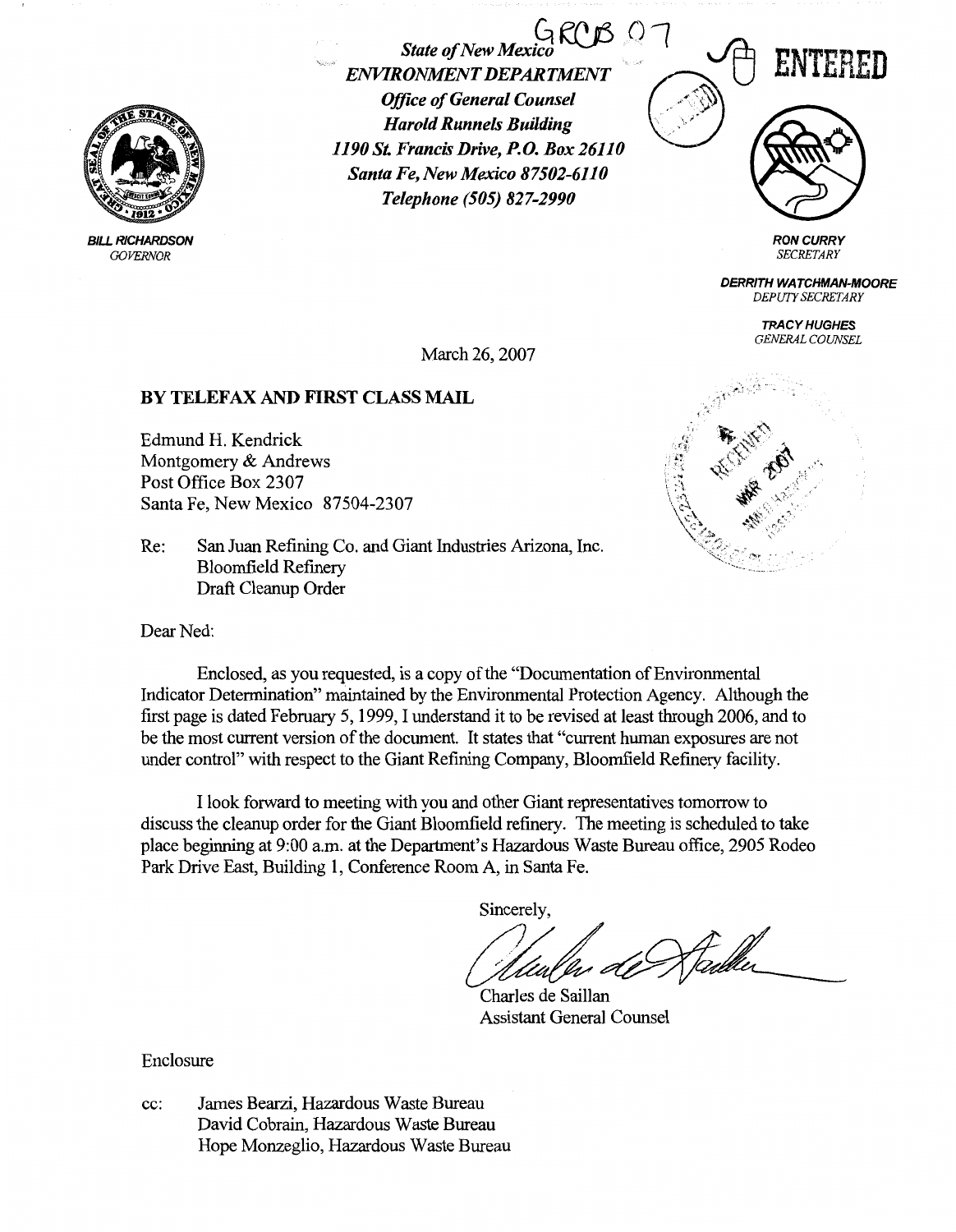GRCB 07

ENTERED

*State of New Mexico*
***ENVIRONMENT DEPARTMENT***
***Office of General Counsel***
***Harold Runnels Building***
***1190 St. Francis Drive, P.O. Box 26110***
***Santa Fe, New Mexico 87502-6110***
***Telephone (505) 827-2990***

**BILL RICHARDSON**
*GOVERNOR*

**RON CURRY**
*SECRETARY*

**DERRITH WATCHMAN-MOORE**
*DEPUTY SECRETARY*

**TRACY HUGHES**
*GENERAL COUNSEL*

RECEIVED MAR 2007

March 26, 2007

**BY TELEFAX AND FIRST CLASS MAIL**

Edmund H. Kendrick
Montgomery & Andrews
Post Office Box 2307
Santa Fe, New Mexico 87504-2307

Re: San Juan Refining Co. and Giant Industries Arizona, Inc.
Bloomfield Refinery
Draft Cleanup Order

Dear Ned:

Enclosed, as you requested, is a copy of the "Documentation of Environmental Indicator Determination" maintained by the Environmental Protection Agency. Although the first page is dated February 5, 1999, I understand it to be revised at least through 2006, and to be the most current version of the document. It states that "current human exposures are not under control" with respect to the Giant Refining Company, Bloomfield Refinery facility.

I look forward to meeting with you and other Giant representatives tomorrow to discuss the cleanup order for the Giant Bloomfield refinery. The meeting is scheduled to take place beginning at 9:00 a.m. at the Department's Hazardous Waste Bureau office, 2905 Rodeo Park Drive East, Building 1, Conference Room A, in Santa Fe.

Sincerely,

Charles de Saillan
Assistant General Counsel

Enclosure

cc: James Bearzi, Hazardous Waste Bureau
David Cobrain, Hazardous Waste Bureau
Hope Monzeglio, Hazardous Waste Bureau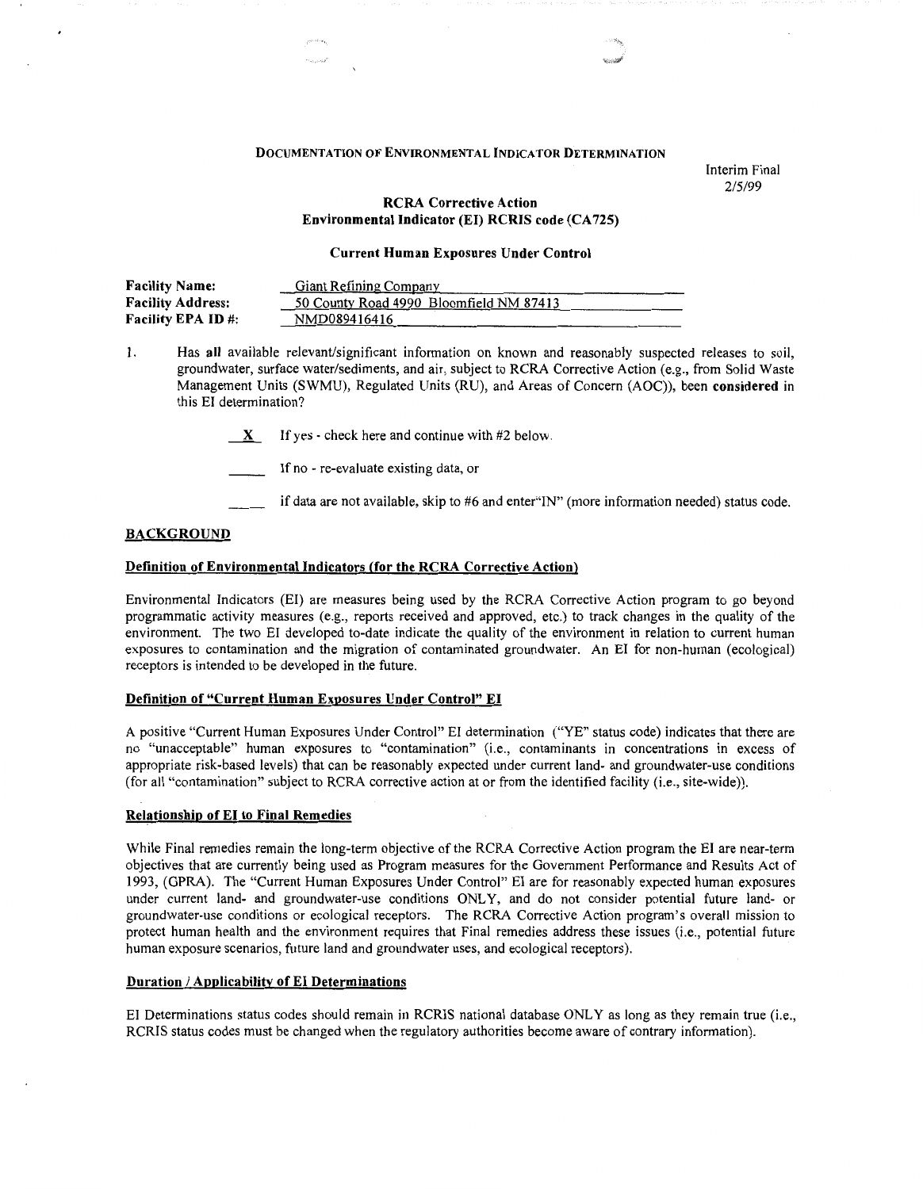# DOCUMENTATION OF ENVIRONMENTAL INDICATOR DETERMINATION

Interim Final
2/5/99

## RCRA Corrective Action
## Environmental Indicator (EI) RCRIS code (CA725)

### Current Human Exposures Under Control

| | |
|---|---|
| **Facility Name:** | Giant Refining Company |
| **Facility Address:** | 50 County Road 4990 Bloomfield NM 87413 |
| **Facility EPA ID #:** | NMD089416416 |

1. Has **all** available relevant/significant information on known and reasonably suspected releases to soil, groundwater, surface water/sediments, and air, subject to RCRA Corrective Action (e.g., from Solid Waste Management Units (SWMU), Regulated Units (RU), and Areas of Concern (AOC)), been **considered** in this EI determination?

    __X__ If yes - check here and continue with #2 below.

    _____ If no - re-evaluate existing data, or

    _____ if data are not available, skip to #6 and enter"IN" (more information needed) status code.

## BACKGROUND

### Definition of Environmental Indicators (for the RCRA Corrective Action)

Environmental Indicators (EI) are measures being used by the RCRA Corrective Action program to go beyond programmatic activity measures (e.g., reports received and approved, etc.) to track changes in the quality of the environment. The two EI developed to-date indicate the quality of the environment in relation to current human exposures to contamination and the migration of contaminated groundwater. An EI for non-human (ecological) receptors is intended to be developed in the future.

### Definition of "Current Human Exposures Under Control" EI

A positive "Current Human Exposures Under Control" EI determination ("YE" status code) indicates that there are no "unacceptable" human exposures to "contamination" (i.e., contaminants in concentrations in excess of appropriate risk-based levels) that can be reasonably expected under current land- and groundwater-use conditions (for all "contamination" subject to RCRA corrective action at or from the identified facility (i.e., site-wide)).

### Relationship of EI to Final Remedies

While Final remedies remain the long-term objective of the RCRA Corrective Action program the EI are near-term objectives that are currently being used as Program measures for the Government Performance and Results Act of 1993, (GPRA). The "Current Human Exposures Under Control" EI are for reasonably expected human exposures under current land- and groundwater-use conditions ONLY, and do not consider potential future land- or groundwater-use conditions or ecological receptors. The RCRA Corrective Action program's overall mission to protect human health and the environment requires that Final remedies address these issues (i.e., potential future human exposure scenarios, future land and groundwater uses, and ecological receptors).

### Duration / Applicability of EI Determinations

EI Determinations status codes should remain in RCRIS national database ONLY as long as they remain true (i.e., RCRIS status codes must be changed when the regulatory authorities become aware of contrary information).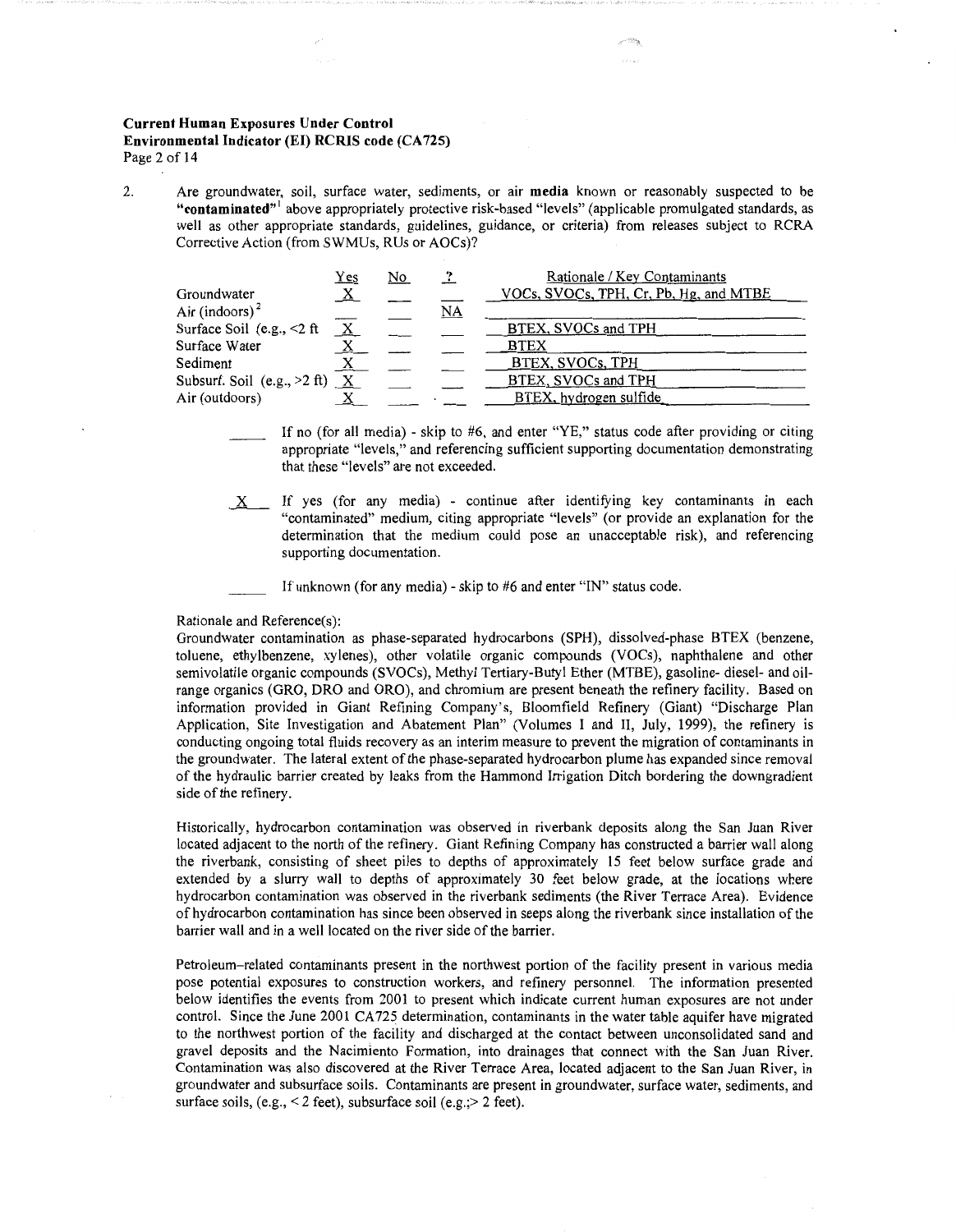**Current Human Exposures Under Control**
**Environmental Indicator (EI) RCRIS code (CA725)**

2. Are groundwater, soil, surface water, sediments, or air **media** known or reasonably suspected to be **"contaminated"**[1] above appropriately protective risk-based "levels" (applicable promulgated standards, as well as other appropriate standards, guidelines, guidance, or criteria) from releases subject to RCRA Corrective Action (from SWMUs, RUs or AOCs)?

| | Yes | No | ? | Rationale / Key Contaminants |
|---|---|---|---|---|
| Groundwater | X | | | VOCs, SVOCs, TPH, Cr, Pb, Hg, and MTBE |
| Air (indoors)[2] | | | NA | |
| Surface Soil (e.g., <2 ft | X | | | BTEX, SVOCs and TPH |
| Surface Water | X | | | BTEX |
| Sediment | X | | | BTEX, SVOCs, TPH |
| Subsurf. Soil (e.g., >2 ft) | X | | | BTEX, SVOCs and TPH |
| Air (outdoors) | X | | | BTEX, hydrogen sulfide |

_____ If no (for all media) - skip to #6, and enter "YE," status code after providing or citing appropriate "levels," and referencing sufficient supporting documentation demonstrating that these "levels" are not exceeded.

__X__ If yes (for any media) - continue after identifying key contaminants in each "contaminated" medium, citing appropriate "levels" (or provide an explanation for the determination that the medium could pose an unacceptable risk), and referencing supporting documentation.

_____ If unknown (for any media) - skip to #6 and enter "IN" status code.

Rationale and Reference(s):

Groundwater contamination as phase-separated hydrocarbons (SPH), dissolved-phase BTEX (benzene, toluene, ethylbenzene, xylenes), other volatile organic compounds (VOCs), naphthalene and other semivolatile organic compounds (SVOCs), Methyl Tertiary-Butyl Ether (MTBE), gasoline- diesel- and oil-range organics (GRO, DRO and ORO), and chromium are present beneath the refinery facility. Based on information provided in Giant Refining Company's, Bloomfield Refinery (Giant) "Discharge Plan Application, Site Investigation and Abatement Plan" (Volumes I and II, July, 1999), the refinery is conducting ongoing total fluids recovery as an interim measure to prevent the migration of contaminants in the groundwater. The lateral extent of the phase-separated hydrocarbon plume has expanded since removal of the hydraulic barrier created by leaks from the Hammond Irrigation Ditch bordering the downgradient side of the refinery.

Historically, hydrocarbon contamination was observed in riverbank deposits along the San Juan River located adjacent to the north of the refinery. Giant Refining Company has constructed a barrier wall along the riverbank, consisting of sheet piles to depths of approximately 15 feet below surface grade and extended by a slurry wall to depths of approximately 30 feet below grade, at the locations where hydrocarbon contamination was observed in the riverbank sediments (the River Terrace Area). Evidence of hydrocarbon contamination has since been observed in seeps along the riverbank since installation of the barrier wall and in a well located on the river side of the barrier.

Petroleum-related contaminants present in the northwest portion of the facility present in various media pose potential exposures to construction workers, and refinery personnel. The information presented below identifies the events from 2001 to present which indicate current human exposures are not under control. Since the June 2001 CA725 determination, contaminants in the water table aquifer have migrated to the northwest portion of the facility and discharged at the contact between unconsolidated sand and gravel deposits and the Nacimiento Formation, into drainages that connect with the San Juan River. Contamination was also discovered at the River Terrace Area, located adjacent to the San Juan River, in groundwater and subsurface soils. Contaminants are present in groundwater, surface water, sediments, and surface soils, (e.g., < 2 feet), subsurface soil (e.g.,> 2 feet).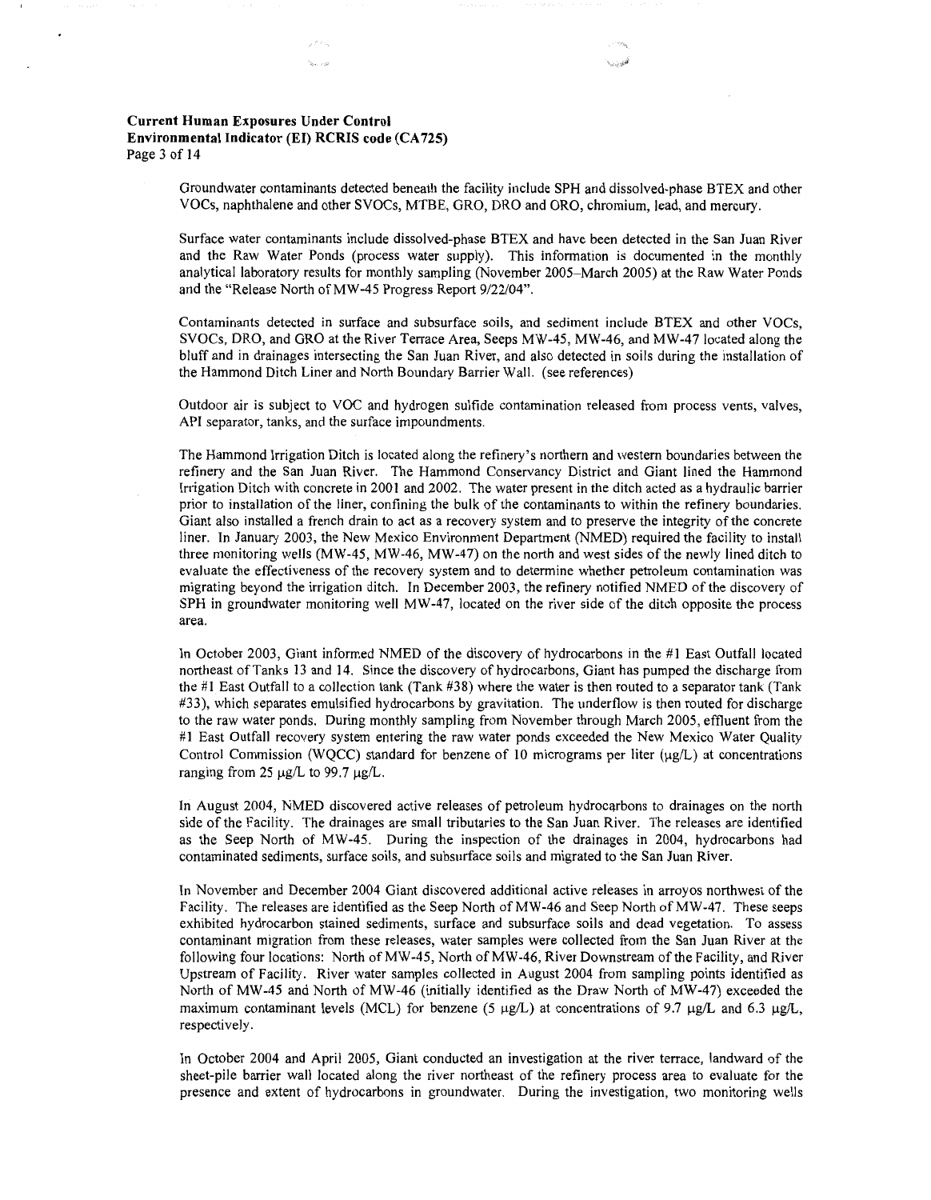Groundwater contaminants detected beneath the facility include SPH and dissolved-phase BTEX and other VOCs, naphthalene and other SVOCs, MTBE, GRO, DRO and ORO, chromium, lead, and mercury.

Surface water contaminants include dissolved-phase BTEX and have been detected in the San Juan River and the Raw Water Ponds (process water supply). This information is documented in the monthly analytical laboratory results for monthly sampling (November 2005–March 2005) at the Raw Water Ponds and the "Release North of MW-45 Progress Report 9/22/04".

Contaminants detected in surface and subsurface soils, and sediment include BTEX and other VOCs, SVOCs, DRO, and GRO at the River Terrace Area, Seeps MW-45, MW-46, and MW-47 located along the bluff and in drainages intersecting the San Juan River, and also detected in soils during the installation of the Hammond Ditch Liner and North Boundary Barrier Wall. (see references)

Outdoor air is subject to VOC and hydrogen sulfide contamination released from process vents, valves, API separator, tanks, and the surface impoundments.

The Hammond Irrigation Ditch is located along the refinery's northern and western boundaries between the refinery and the San Juan River. The Hammond Conservancy District and Giant lined the Hammond Irrigation Ditch with concrete in 2001 and 2002. The water present in the ditch acted as a hydraulic barrier prior to installation of the liner, confining the bulk of the contaminants to within the refinery boundaries. Giant also installed a french drain to act as a recovery system and to preserve the integrity of the concrete liner. In January 2003, the New Mexico Environment Department (NMED) required the facility to install three monitoring wells (MW-45, MW-46, MW-47) on the north and west sides of the newly lined ditch to evaluate the effectiveness of the recovery system and to determine whether petroleum contamination was migrating beyond the irrigation ditch. In December 2003, the refinery notified NMED of the discovery of SPH in groundwater monitoring well MW-47, located on the river side of the ditch opposite the process area.

In October 2003, Giant informed NMED of the discovery of hydrocarbons in the #1 East Outfall located northeast of Tanks 13 and 14. Since the discovery of hydrocarbons, Giant has pumped the discharge from the #1 East Outfall to a collection tank (Tank #38) where the water is then routed to a separator tank (Tank #33), which separates emulsified hydrocarbons by gravitation. The underflow is then routed for discharge to the raw water ponds. During monthly sampling from November through March 2005, effluent from the #1 East Outfall recovery system entering the raw water ponds exceeded the New Mexico Water Quality Control Commission (WQCC) standard for benzene of 10 micrograms per liter (μg/L) at concentrations ranging from 25 μg/L to 99.7 μg/L.

In August 2004, NMED discovered active releases of petroleum hydrocarbons to drainages on the north side of the Facility. The drainages are small tributaries to the San Juan River. The releases are identified as the Seep North of MW-45. During the inspection of the drainages in 2004, hydrocarbons had contaminated sediments, surface soils, and subsurface soils and migrated to the San Juan River.

In November and December 2004 Giant discovered additional active releases in arroyos northwest of the Facility. The releases are identified as the Seep North of MW-46 and Seep North of MW-47. These seeps exhibited hydrocarbon stained sediments, surface and subsurface soils and dead vegetation. To assess contaminant migration from these releases, water samples were collected from the San Juan River at the following four locations: North of MW-45, North of MW-46, River Downstream of the Facility, and River Upstream of Facility. River water samples collected in August 2004 from sampling points identified as North of MW-45 and North of MW-46 (initially identified as the Draw North of MW-47) exceeded the maximum contaminant levels (MCL) for benzene (5 μg/L) at concentrations of 9.7 μg/L and 6.3 μg/L, respectively.

In October 2004 and April 2005, Giant conducted an investigation at the river terrace, landward of the sheet-pile barrier wall located along the river northeast of the refinery process area to evaluate for the presence and extent of hydrocarbons in groundwater. During the investigation, two monitoring wells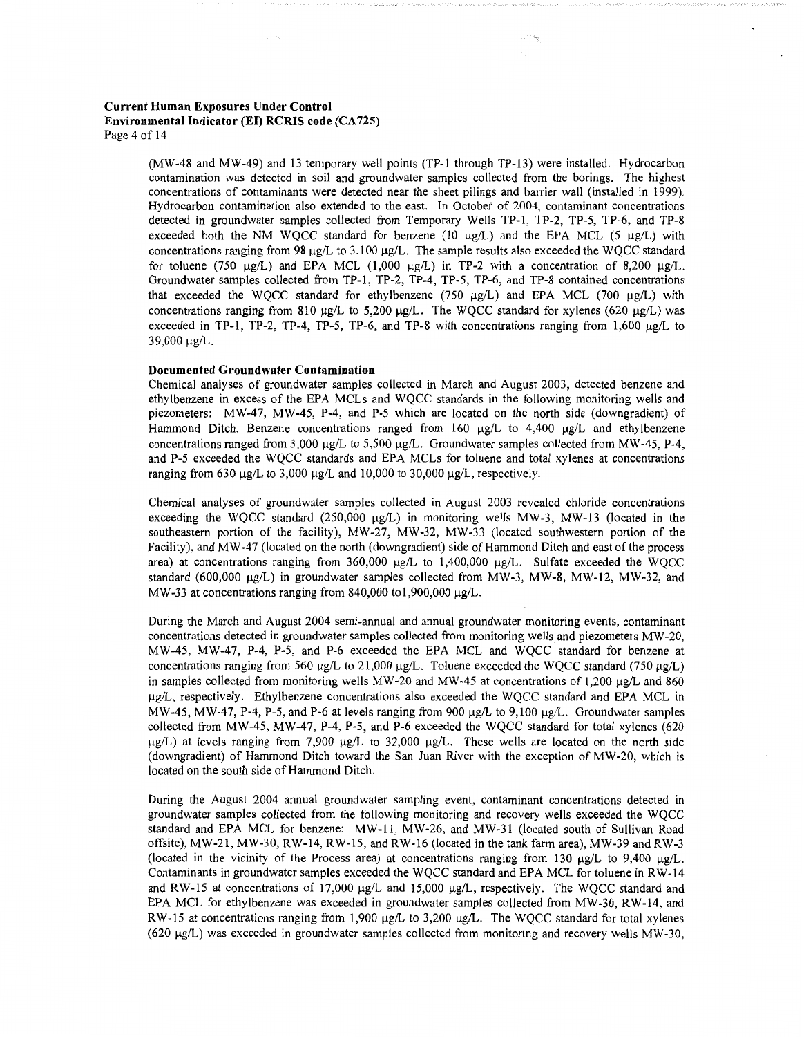(MW-48 and MW-49) and 13 temporary well points (TP-1 through TP-13) were installed. Hydrocarbon contamination was detected in soil and groundwater samples collected from the borings. The highest concentrations of contaminants were detected near the sheet pilings and barrier wall (installed in 1999). Hydrocarbon contamination also extended to the east. In October of 2004, contaminant concentrations detected in groundwater samples collected from Temporary Wells TP-1, TP-2, TP-5, TP-6, and TP-8 exceeded both the NM WQCC standard for benzene (10 μg/L) and the EPA MCL (5 μg/L) with concentrations ranging from 98 μg/L to 3,100 μg/L. The sample results also exceeded the WQCC standard for toluene (750 μg/L) and EPA MCL (1,000 μg/L) in TP-2 with a concentration of 8,200 μg/L. Groundwater samples collected from TP-1, TP-2, TP-4, TP-5, TP-6, and TP-8 contained concentrations that exceeded the WQCC standard for ethylbenzene (750 μg/L) and EPA MCL (700 μg/L) with concentrations ranging from 810 μg/L to 5,200 μg/L. The WQCC standard for xylenes (620 μg/L) was exceeded in TP-1, TP-2, TP-4, TP-5, TP-6, and TP-8 with concentrations ranging from 1,600 μg/L to 39,000 μg/L.

**Documented Groundwater Contamination**

Chemical analyses of groundwater samples collected in March and August 2003, detected benzene and ethylbenzene in excess of the EPA MCLs and WQCC standards in the following monitoring wells and piezometers: MW-47, MW-45, P-4, and P-5 which are located on the north side (downgradient) of Hammond Ditch. Benzene concentrations ranged from 160 μg/L to 4,400 μg/L and ethylbenzene concentrations ranged from 3,000 μg/L to 5,500 μg/L. Groundwater samples collected from MW-45, P-4, and P-5 exceeded the WQCC standards and EPA MCLs for toluene and total xylenes at concentrations ranging from 630 μg/L to 3,000 μg/L and 10,000 to 30,000 μg/L, respectively.

Chemical analyses of groundwater samples collected in August 2003 revealed chloride concentrations exceeding the WQCC standard (250,000 μg/L) in monitoring wells MW-3, MW-13 (located in the southeastern portion of the facility), MW-27, MW-32, MW-33 (located southwestern portion of the Facility), and MW-47 (located on the north side of Hammond Ditch and east of the process area) at concentrations ranging from 360,000 μg/L to 1,400,000 μg/L. Sulfate exceeded the WQCC standard (600,000 μg/L) in groundwater samples collected from MW-3, MW-8, MW-12, MW-32, and MW-33 at concentrations ranging from 840,000 to1,900,000 μg/L.

During the March and August 2004 semi-annual and annual groundwater monitoring events, contaminant concentrations detected in groundwater samples collected from monitoring wells and piezometers MW-20, MW-45, MW-47, P-4, P-5, and P-6 exceeded the EPA MCL and WQCC standard for benzene at concentrations ranging from 560 μg/L to 21,000 μg/L. Toluene exceeded the WQCC standard (750 μg/L) in samples collected from monitoring wells MW-20 and MW-45 at concentrations of 1,200 μg/L and 860 μg/L, respectively. Ethylbenzene concentrations also exceeded the WQCC standard and EPA MCL in MW-45, MW-47, P-4, P-5, and P-6 at levels ranging from 900 μg/L to 9,100 μg/L. Groundwater samples collected from MW-45, MW-47, P-4, P-5, and P-6 exceeded the WQCC standard for total xylenes (620 μg/L) at levels ranging from 7,900 μg/L to 32,000 μg/L. These wells are located on the north side (downgradient) of Hammond Ditch toward the San Juan River with the exception of MW-20, which is located on the south side of Hammond Ditch.

During the August 2004 annual groundwater sampling event, contaminant concentrations detected in groundwater samples collected from the following monitoring and recovery wells exceeded the WQCC standard and EPA MCL for benzene: MW-11, MW-26, and MW-31 (located south of Sullivan Road offsite), MW-21, MW-30, RW-14, RW-15, and RW-16 (located in the tank farm area), MW-39 and RW-3 (located in the vicinity of the Process area) at concentrations ranging from 130 μg/L to 9,400 μg/L. Contaminants in groundwater samples exceeded the WQCC standard and EPA MCL for toluene in RW-14 and RW-15 at concentrations of 17,000 μg/L and 15,000 μg/L, respectively. The WQCC standard and EPA MCL for ethylbenzene was exceeded in groundwater samples collected from MW-30, RW-14, and RW-15 at concentrations ranging from 1,900 μg/L to 3,200 μg/L. The WQCC standard for total xylenes (620 μg/L) was exceeded in groundwater samples collected from monitoring and recovery wells MW-30,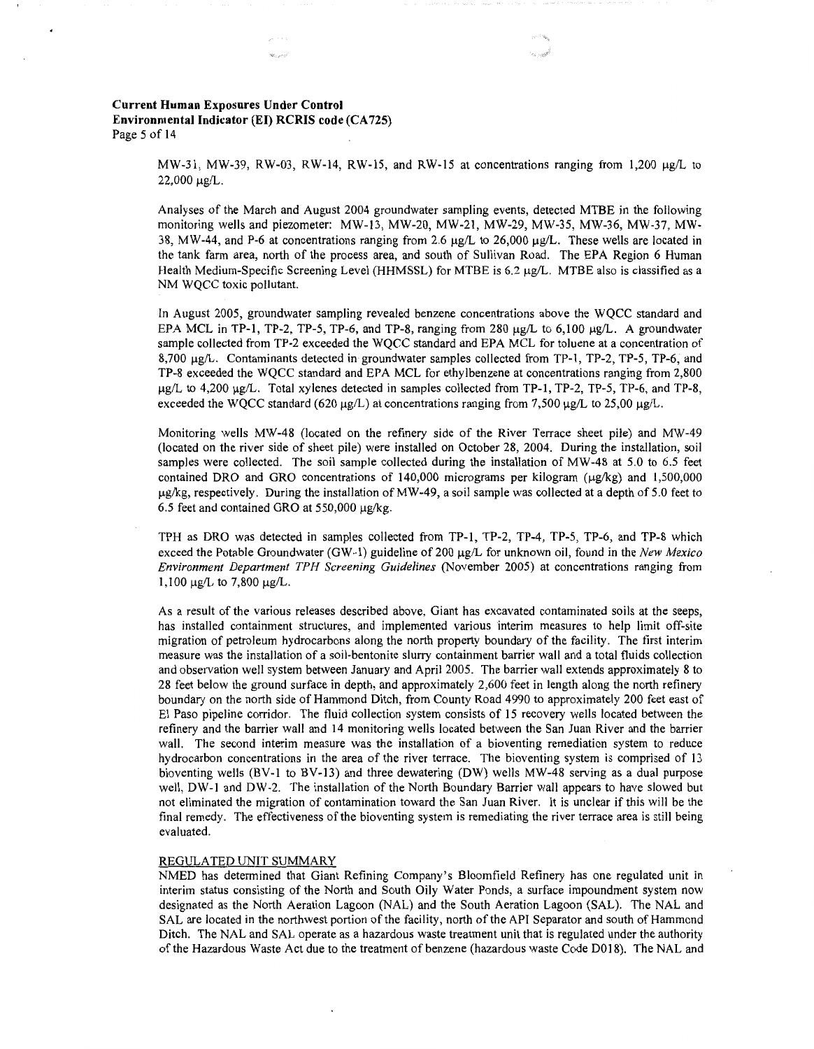MW-31, MW-39, RW-03, RW-14, RW-15, and RW-15 at concentrations ranging from 1,200 μg/L to 22,000 μg/L.

Analyses of the March and August 2004 groundwater sampling events, detected MTBE in the following monitoring wells and piezometer: MW-13, MW-20, MW-21, MW-29, MW-35, MW-36, MW-37, MW-38, MW-44, and P-6 at concentrations ranging from 2.6 μg/L to 26,000 μg/L. These wells are located in the tank farm area, north of the process area, and south of Sullivan Road. The EPA Region 6 Human Health Medium-Specific Screening Level (HHMSSL) for MTBE is 6.2 μg/L. MTBE also is classified as a NM WQCC toxic pollutant.

In August 2005, groundwater sampling revealed benzene concentrations above the WQCC standard and EPA MCL in TP-1, TP-2, TP-5, TP-6, and TP-8, ranging from 280 μg/L to 6,100 μg/L. A groundwater sample collected from TP-2 exceeded the WQCC standard and EPA MCL for toluene at a concentration of 8,700 μg/L. Contaminants detected in groundwater samples collected from TP-1, TP-2, TP-5, TP-6, and TP-8 exceeded the WQCC standard and EPA MCL for ethylbenzene at concentrations ranging from 2,800 μg/L to 4,200 μg/L. Total xylenes detected in samples collected from TP-1, TP-2, TP-5, TP-6, and TP-8, exceeded the WQCC standard (620 μg/L) at concentrations ranging from 7,500 μg/L to 25,00 μg/L.

Monitoring wells MW-48 (located on the refinery side of the River Terrace sheet pile) and MW-49 (located on the river side of sheet pile) were installed on October 28, 2004. During the installation, soil samples were collected. The soil sample collected during the installation of MW-48 at 5.0 to 6.5 feet contained DRO and GRO concentrations of 140,000 micrograms per kilogram (μg/kg) and 1,500,000 μg/kg, respectively. During the installation of MW-49, a soil sample was collected at a depth of 5.0 feet to 6.5 feet and contained GRO at 550,000 μg/kg.

TPH as DRO was detected in samples collected from TP-1, TP-2, TP-4, TP-5, TP-6, and TP-8 which exceed the Potable Groundwater (GW-1) guideline of 200 μg/L for unknown oil, found in the *New Mexico Environment Department TPH Screening Guidelines* (November 2005) at concentrations ranging from 1,100 μg/L to 7,800 μg/L.

As a result of the various releases described above, Giant has excavated contaminated soils at the seeps, has installed containment structures, and implemented various interim measures to help limit off-site migration of petroleum hydrocarbons along the north property boundary of the facility. The first interim measure was the installation of a soil-bentonite slurry containment barrier wall and a total fluids collection and observation well system between January and April 2005. The barrier wall extends approximately 8 to 28 feet below the ground surface in depth, and approximately 2,600 feet in length along the north refinery boundary on the north side of Hammond Ditch, from County Road 4990 to approximately 200 feet east of El Paso pipeline corridor. The fluid collection system consists of 15 recovery wells located between the refinery and the barrier wall and 14 monitoring wells located between the San Juan River and the barrier wall. The second interim measure was the installation of a bioventing remediation system to reduce hydrocarbon concentrations in the area of the river terrace. The bioventing system is comprised of 13 bioventing wells (BV-1 to BV-13) and three dewatering (DW) wells MW-48 serving as a dual purpose well, DW-1 and DW-2. The installation of the North Boundary Barrier wall appears to have slowed but not eliminated the migration of contamination toward the San Juan River. It is unclear if this will be the final remedy. The effectiveness of the bioventing system is remediating the river terrace area is still being evaluated.

REGULATED UNIT SUMMARY

NMED has determined that Giant Refining Company's Bloomfield Refinery has one regulated unit in interim status consisting of the North and South Oily Water Ponds, a surface impoundment system now designated as the North Aeration Lagoon (NAL) and the South Aeration Lagoon (SAL). The NAL and SAL are located in the northwest portion of the facility, north of the API Separator and south of Hammond Ditch. The NAL and SAL operate as a hazardous waste treatment unit that is regulated under the authority of the Hazardous Waste Act due to the treatment of benzene (hazardous waste Code D018). The NAL and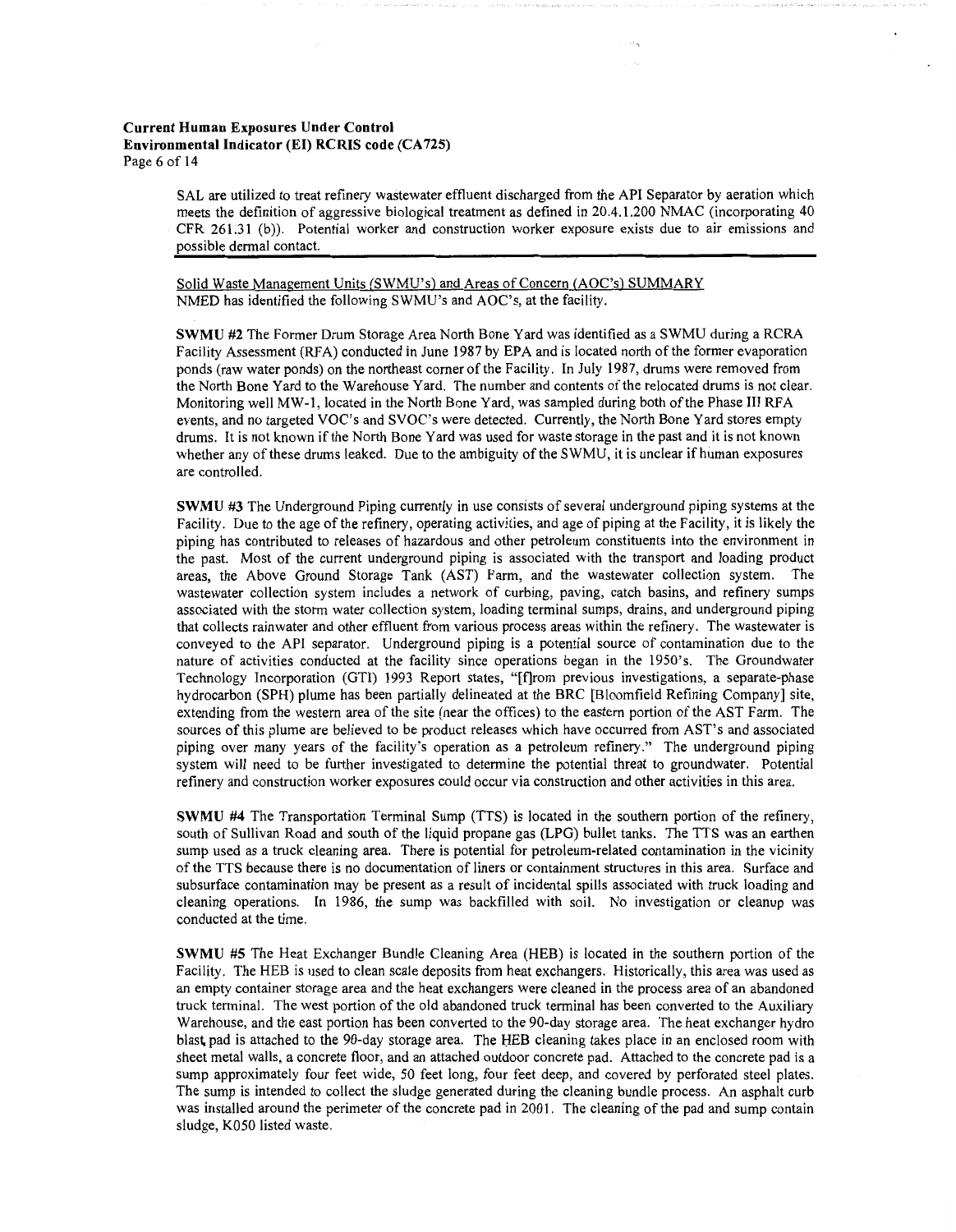SAL are utilized to treat refinery wastewater effluent discharged from the API Separator by aeration which meets the definition of aggressive biological treatment as defined in 20.4.1.200 NMAC (incorporating 40 CFR 261.31 (b)). Potential worker and construction worker exposure exists due to air emissions and possible dermal contact.

Solid Waste Management Units (SWMU's) and Areas of Concern (AOC's) SUMMARY

NMED has identified the following SWMU's and AOC's, at the facility.

**SWMU #2** The Former Drum Storage Area North Bone Yard was identified as a SWMU during a RCRA Facility Assessment (RFA) conducted in June 1987 by EPA and is located north of the former evaporation ponds (raw water ponds) on the northeast corner of the Facility. In July 1987, drums were removed from the North Bone Yard to the Warehouse Yard. The number and contents of the relocated drums is not clear. Monitoring well MW-1, located in the North Bone Yard, was sampled during both of the Phase III RFA events, and no targeted VOC's and SVOC's were detected. Currently, the North Bone Yard stores empty drums. It is not known if the North Bone Yard was used for waste storage in the past and it is not known whether any of these drums leaked. Due to the ambiguity of the SWMU, it is unclear if human exposures are controlled.

**SWMU #3** The Underground Piping currently in use consists of several underground piping systems at the Facility. Due to the age of the refinery, operating activities, and age of piping at the Facility, it is likely the piping has contributed to releases of hazardous and other petroleum constituents into the environment in the past. Most of the current underground piping is associated with the transport and loading product areas, the Above Ground Storage Tank (AST) Farm, and the wastewater collection system. The wastewater collection system includes a network of curbing, paving, catch basins, and refinery sumps associated with the storm water collection system, loading terminal sumps, drains, and underground piping that collects rainwater and other effluent from various process areas within the refinery. The wastewater is conveyed to the API separator. Underground piping is a potential source of contamination due to the nature of activities conducted at the facility since operations began in the 1950's. The Groundwater Technology Incorporation (GTI) 1993 Report states, "[f]rom previous investigations, a separate-phase hydrocarbon (SPH) plume has been partially delineated at the BRC [Bloomfield Refining Company] site, extending from the western area of the site (near the offices) to the eastern portion of the AST Farm. The sources of this plume are believed to be product releases which have occurred from AST's and associated piping over many years of the facility's operation as a petroleum refinery." The underground piping system will need to be further investigated to determine the potential threat to groundwater. Potential refinery and construction worker exposures could occur via construction and other activities in this area.

**SWMU #4** The Transportation Terminal Sump (TTS) is located in the southern portion of the refinery, south of Sullivan Road and south of the liquid propane gas (LPG) bullet tanks. The TTS was an earthen sump used as a truck cleaning area. There is potential for petroleum-related contamination in the vicinity of the TTS because there is no documentation of liners or containment structures in this area. Surface and subsurface contamination may be present as a result of incidental spills associated with truck loading and cleaning operations. In 1986, the sump was backfilled with soil. No investigation or cleanup was conducted at the time.

**SWMU #5** The Heat Exchanger Bundle Cleaning Area (HEB) is located in the southern portion of the Facility. The HEB is used to clean scale deposits from heat exchangers. Historically, this area was used as an empty container storage area and the heat exchangers were cleaned in the process area of an abandoned truck terminal. The west portion of the old abandoned truck terminal has been converted to the Auxiliary Warehouse, and the east portion has been converted to the 90-day storage area. The heat exchanger hydro blast pad is attached to the 90-day storage area. The HEB cleaning takes place in an enclosed room with sheet metal walls, a concrete floor, and an attached outdoor concrete pad. Attached to the concrete pad is a sump approximately four feet wide, 50 feet long, four feet deep, and covered by perforated steel plates. The sump is intended to collect the sludge generated during the cleaning bundle process. An asphalt curb was installed around the perimeter of the concrete pad in 2001. The cleaning of the pad and sump contain sludge, K050 listed waste.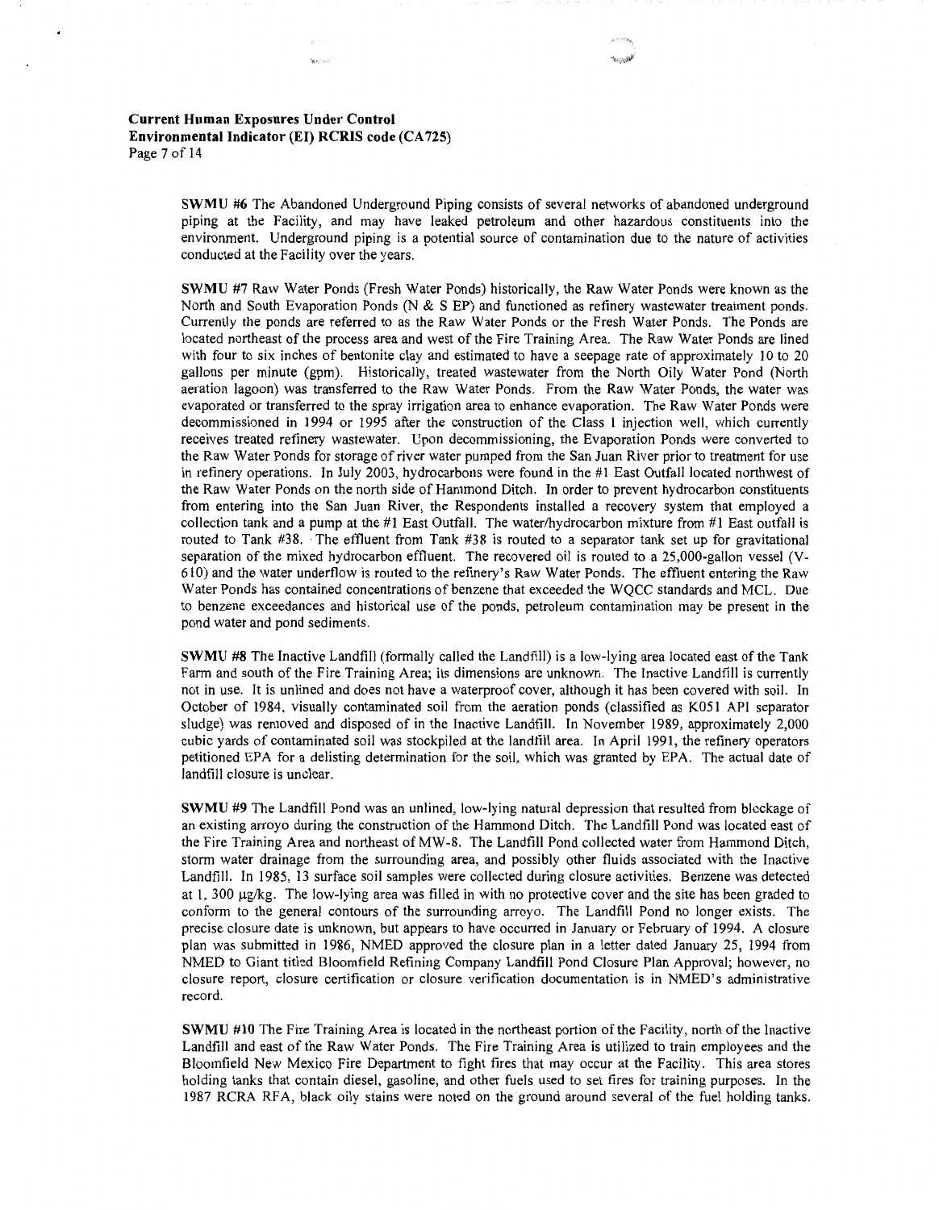**SWMU #6** The Abandoned Underground Piping consists of several networks of abandoned underground piping at the Facility, and may have leaked petroleum and other hazardous constituents into the environment. Underground piping is a potential source of contamination due to the nature of activities conducted at the Facility over the years.

**SWMU #7** Raw Water Ponds (Fresh Water Ponds) historically, the Raw Water Ponds were known as the North and South Evaporation Ponds (N & S EP) and functioned as refinery wastewater treatment ponds. Currently the ponds are referred to as the Raw Water Ponds or the Fresh Water Ponds. The Ponds are located northeast of the process area and west of the Fire Training Area. The Raw Water Ponds are lined with four to six inches of bentonite clay and estimated to have a seepage rate of approximately 10 to 20 gallons per minute (gpm). Historically, treated wastewater from the North Oily Water Pond (North aeration lagoon) was transferred to the Raw Water Ponds. From the Raw Water Ponds, the water was evaporated or transferred to the spray irrigation area to enhance evaporation. The Raw Water Ponds were decommissioned in 1994 or 1995 after the construction of the Class 1 injection well, which currently receives treated refinery wastewater. Upon decommissioning, the Evaporation Ponds were converted to the Raw Water Ponds for storage of river water pumped from the San Juan River prior to treatment for use in refinery operations. In July 2003, hydrocarbons were found in the #1 East Outfall located northwest of the Raw Water Ponds on the north side of Hammond Ditch. In order to prevent hydrocarbon constituents from entering into the San Juan River, the Respondents installed a recovery system that employed a collection tank and a pump at the #1 East Outfall. The water/hydrocarbon mixture from #1 East outfall is routed to Tank #38. The effluent from Tank #38 is routed to a separator tank set up for gravitational separation of the mixed hydrocarbon effluent. The recovered oil is routed to a 25,000-gallon vessel (V-610) and the water underflow is routed to the refinery's Raw Water Ponds. The effluent entering the Raw Water Ponds has contained concentrations of benzene that exceeded the WQCC standards and MCL. Due to benzene exceedances and historical use of the ponds, petroleum contamination may be present in the pond water and pond sediments.

**SWMU #8** The Inactive Landfill (formally called the Landfill) is a low-lying area located east of the Tank Farm and south of the Fire Training Area; its dimensions are unknown. The Inactive Landfill is currently not in use. It is unlined and does not have a waterproof cover, although it has been covered with soil. In October of 1984, visually contaminated soil from the aeration ponds (classified as K051 API separator sludge) was removed and disposed of in the Inactive Landfill. In November 1989, approximately 2,000 cubic yards of contaminated soil was stockpiled at the landfill area. In April 1991, the refinery operators petitioned EPA for a delisting determination for the soil, which was granted by EPA. The actual date of landfill closure is unclear.

**SWMU #9** The Landfill Pond was an unlined, low-lying natural depression that resulted from blockage of an existing arroyo during the construction of the Hammond Ditch. The Landfill Pond was located east of the Fire Training Area and northeast of MW-8. The Landfill Pond collected water from Hammond Ditch, storm water drainage from the surrounding area, and possibly other fluids associated with the Inactive Landfill. In 1985, 13 surface soil samples were collected during closure activities. Benzene was detected at 1, 300 μg/kg. The low-lying area was filled in with no protective cover and the site has been graded to conform to the general contours of the surrounding arroyo. The Landfill Pond no longer exists. The precise closure date is unknown, but appears to have occurred in January or February of 1994. A closure plan was submitted in 1986, NMED approved the closure plan in a letter dated January 25, 1994 from NMED to Giant titled Bloomfield Refining Company Landfill Pond Closure Plan Approval; however, no closure report, closure certification or closure verification documentation is in NMED's administrative record.

**SWMU #10** The Fire Training Area is located in the northeast portion of the Facility, north of the Inactive Landfill and east of the Raw Water Ponds. The Fire Training Area is utilized to train employees and the Bloomfield New Mexico Fire Department to fight fires that may occur at the Facility. This area stores holding tanks that contain diesel, gasoline, and other fuels used to set fires for training purposes. In the 1987 RCRA RFA, black oily stains were noted on the ground around several of the fuel holding tanks.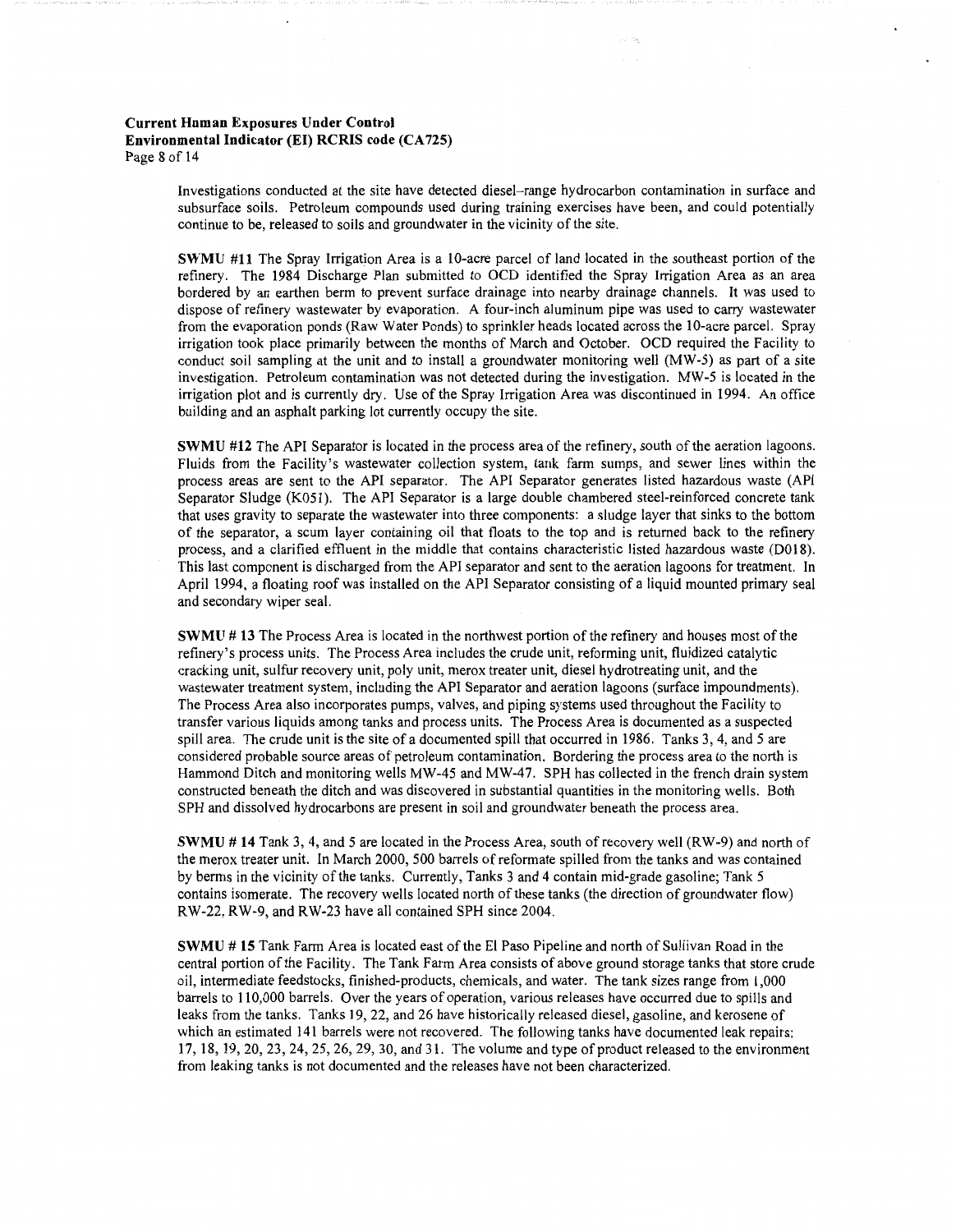Investigations conducted at the site have detected diesel–range hydrocarbon contamination in surface and subsurface soils. Petroleum compounds used during training exercises have been, and could potentially continue to be, released to soils and groundwater in the vicinity of the site.

**SWMU #11** The Spray Irrigation Area is a 10-acre parcel of land located in the southeast portion of the refinery. The 1984 Discharge Plan submitted to OCD identified the Spray Irrigation Area as an area bordered by an earthen berm to prevent surface drainage into nearby drainage channels. It was used to dispose of refinery wastewater by evaporation. A four-inch aluminum pipe was used to carry wastewater from the evaporation ponds (Raw Water Ponds) to sprinkler heads located across the 10-acre parcel. Spray irrigation took place primarily between the months of March and October. OCD required the Facility to conduct soil sampling at the unit and to install a groundwater monitoring well (MW-5) as part of a site investigation. Petroleum contamination was not detected during the investigation. MW-5 is located in the irrigation plot and is currently dry. Use of the Spray Irrigation Area was discontinued in 1994. An office building and an asphalt parking lot currently occupy the site.

**SWMU #12** The API Separator is located in the process area of the refinery, south of the aeration lagoons. Fluids from the Facility's wastewater collection system, tank farm sumps, and sewer lines within the process areas are sent to the API separator. The API Separator generates listed hazardous waste (API Separator Sludge (K051). The API Separator is a large double chambered steel-reinforced concrete tank that uses gravity to separate the wastewater into three components: a sludge layer that sinks to the bottom of the separator, a scum layer containing oil that floats to the top and is returned back to the refinery process, and a clarified effluent in the middle that contains characteristic listed hazardous waste (D018). This last component is discharged from the API separator and sent to the aeration lagoons for treatment. In April 1994, a floating roof was installed on the API Separator consisting of a liquid mounted primary seal and secondary wiper seal.

**SWMU # 13** The Process Area is located in the northwest portion of the refinery and houses most of the refinery's process units. The Process Area includes the crude unit, reforming unit, fluidized catalytic cracking unit, sulfur recovery unit, poly unit, merox treater unit, diesel hydrotreating unit, and the wastewater treatment system, including the API Separator and aeration lagoons (surface impoundments). The Process Area also incorporates pumps, valves, and piping systems used throughout the Facility to transfer various liquids among tanks and process units. The Process Area is documented as a suspected spill area. The crude unit is the site of a documented spill that occurred in 1986. Tanks 3, 4, and 5 are considered probable source areas of petroleum contamination. Bordering the process area to the north is Hammond Ditch and monitoring wells MW-45 and MW-47. SPH has collected in the french drain system constructed beneath the ditch and was discovered in substantial quantities in the monitoring wells. Both SPH and dissolved hydrocarbons are present in soil and groundwater beneath the process area.

**SWMU # 14** Tank 3, 4, and 5 are located in the Process Area, south of recovery well (RW-9) and north of the merox treater unit. In March 2000, 500 barrels of reformate spilled from the tanks and was contained by berms in the vicinity of the tanks. Currently, Tanks 3 and 4 contain mid-grade gasoline; Tank 5 contains isomerate. The recovery wells located north of these tanks (the direction of groundwater flow) RW-22, RW-9, and RW-23 have all contained SPH since 2004.

**SWMU # 15** Tank Farm Area is located east of the El Paso Pipeline and north of Sullivan Road in the central portion of the Facility. The Tank Farm Area consists of above ground storage tanks that store crude oil, intermediate feedstocks, finished-products, chemicals, and water. The tank sizes range from 1,000 barrels to 110,000 barrels. Over the years of operation, various releases have occurred due to spills and leaks from the tanks. Tanks 19, 22, and 26 have historically released diesel, gasoline, and kerosene of which an estimated 141 barrels were not recovered. The following tanks have documented leak repairs: 17, 18, 19, 20, 23, 24, 25, 26, 29, 30, and 31. The volume and type of product released to the environment from leaking tanks is not documented and the releases have not been characterized.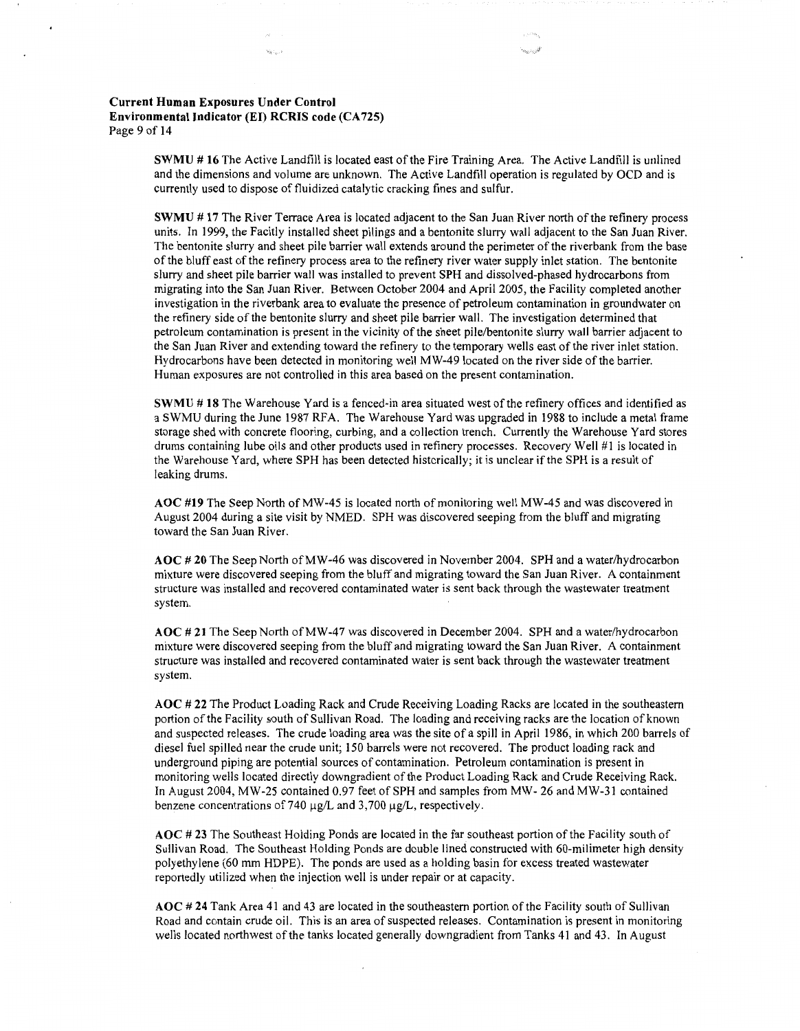**SWMU # 16** The Active Landfill is located east of the Fire Training Area. The Active Landfill is unlined and the dimensions and volume are unknown. The Active Landfill operation is regulated by OCD and is currently used to dispose of fluidized catalytic cracking fines and sulfur.

**SWMU # 17** The River Terrace Area is located adjacent to the San Juan River north of the refinery process units. In 1999, the Facitly installed sheet pilings and a bentonite slurry wall adjacent to the San Juan River. The bentonite slurry and sheet pile barrier wall extends around the perimeter of the riverbank from the base of the bluff east of the refinery process area to the refinery river water supply inlet station. The bentonite slurry and sheet pile barrier wall was installed to prevent SPH and dissolved-phased hydrocarbons from migrating into the San Juan River. Between October 2004 and April 2005, the Facility completed another investigation in the riverbank area to evaluate the presence of petroleum contamination in groundwater on the refinery side of the bentonite slurry and sheet pile barrier wall. The investigation determined that petroleum contamination is present in the vicinity of the sheet pile/bentonite slurry wall barrier adjacent to the San Juan River and extending toward the refinery to the temporary wells east of the river inlet station. Hydrocarbons have been detected in monitoring well MW-49 located on the river side of the barrier. Human exposures are not controlled in this area based on the present contamination.

**SWMU # 18** The Warehouse Yard is a fenced-in area situated west of the refinery offices and identified as a SWMU during the June 1987 RFA. The Warehouse Yard was upgraded in 1988 to include a metal frame storage shed with concrete flooring, curbing, and a collection trench. Currently the Warehouse Yard stores drums containing lube oils and other products used in refinery processes. Recovery Well #1 is located in the Warehouse Yard, where SPH has been detected historically; it is unclear if the SPH is a result of leaking drums.

**AOC #19** The Seep North of MW-45 is located north of monitoring well MW-45 and was discovered in August 2004 during a site visit by NMED. SPH was discovered seeping from the bluff and migrating toward the San Juan River.

**AOC # 20** The Seep North of MW-46 was discovered in November 2004. SPH and a water/hydrocarbon mixture were discovered seeping from the bluff and migrating toward the San Juan River. A containment structure was installed and recovered contaminated water is sent back through the wastewater treatment system.

**AOC # 21** The Seep North of MW-47 was discovered in December 2004. SPH and a water/hydrocarbon mixture were discovered seeping from the bluff and migrating toward the San Juan River. A containment structure was installed and recovered contaminated water is sent back through the wastewater treatment system.

**AOC # 22** The Product Loading Rack and Crude Receiving Loading Racks are located in the southeastern portion of the Facility south of Sullivan Road. The loading and receiving racks are the location of known and suspected releases. The crude loading area was the site of a spill in April 1986, in which 200 barrels of diesel fuel spilled near the crude unit; 150 barrels were not recovered. The product loading rack and underground piping are potential sources of contamination. Petroleum contamination is present in monitoring wells located directly downgradient of the Product Loading Rack and Crude Receiving Rack. In August 2004, MW-25 contained 0.97 feet of SPH and samples from MW- 26 and MW-31 contained benzene concentrations of 740 μg/L and 3,700 μg/L, respectively.

**AOC # 23** The Southeast Holding Ponds are located in the far southeast portion of the Facility south of Sullivan Road. The Southeast Holding Ponds are double lined constructed with 60-milimeter high density polyethylene (60 mm HDPE). The ponds are used as a holding basin for excess treated wastewater reportedly utilized when the injection well is under repair or at capacity.

**AOC # 24** Tank Area 41 and 43 are located in the southeastern portion of the Facility south of Sullivan Road and contain crude oil. This is an area of suspected releases. Contamination is present in monitoring wells located northwest of the tanks located generally downgradient from Tanks 41 and 43. In August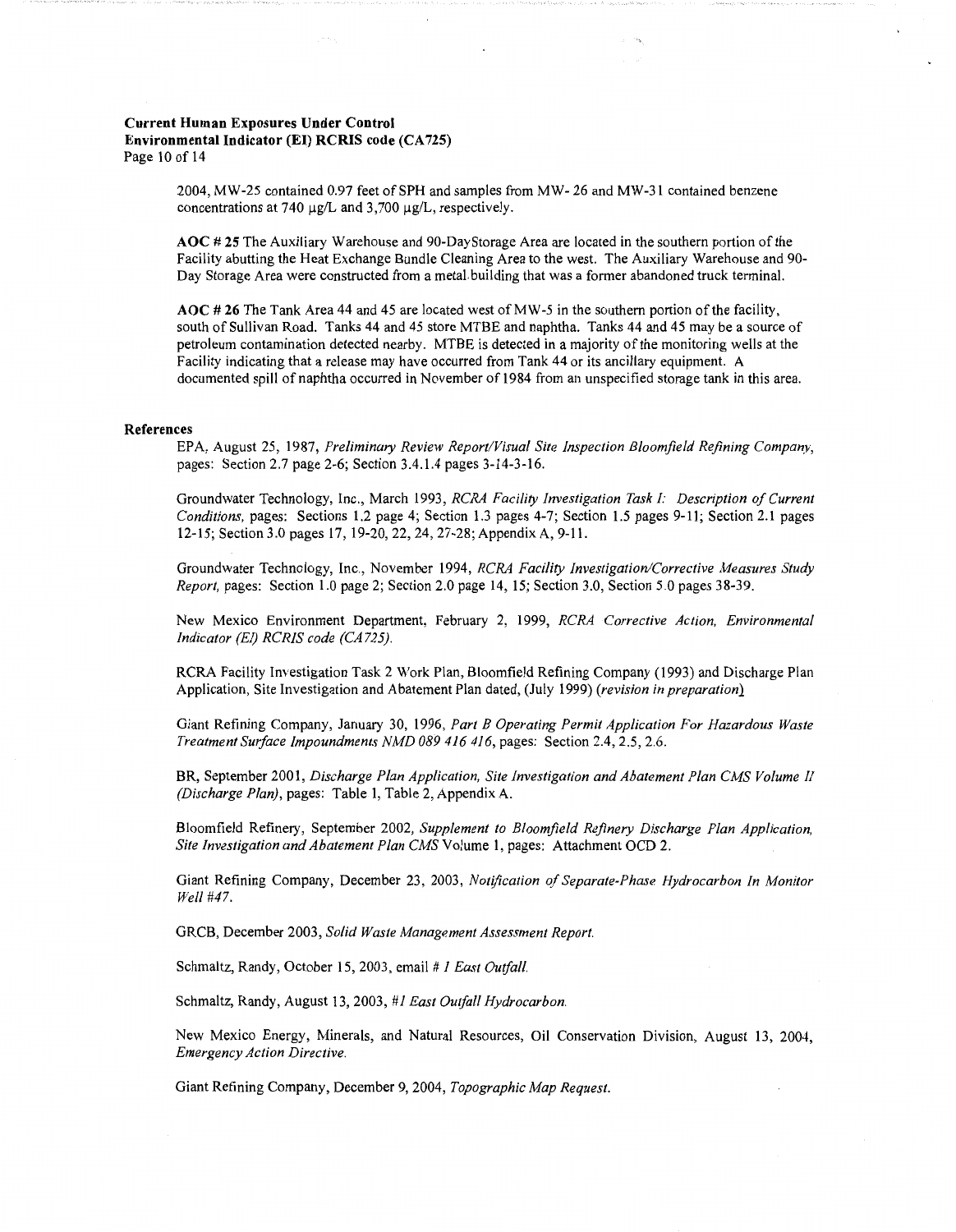2004, MW-25 contained 0.97 feet of SPH and samples from MW- 26 and MW-31 contained benzene concentrations at 740 µg/L and 3,700 µg/L, respectively.

**AOC # 25** The Auxiliary Warehouse and 90-DayStorage Area are located in the southern portion of the Facility abutting the Heat Exchange Bundle Cleaning Area to the west. The Auxiliary Warehouse and 90-Day Storage Area were constructed from a metal building that was a former abandoned truck terminal.

**AOC # 26** The Tank Area 44 and 45 are located west of MW-5 in the southern portion of the facility, south of Sullivan Road. Tanks 44 and 45 store MTBE and naphtha. Tanks 44 and 45 may be a source of petroleum contamination detected nearby. MTBE is detected in a majority of the monitoring wells at the Facility indicating that a release may have occurred from Tank 44 or its ancillary equipment. A documented spill of naphtha occurred in November of 1984 from an unspecified storage tank in this area.

**References**

EPA, August 25, 1987, *Preliminary Review Report/Visual Site Inspection Bloomfield Refining Company*, pages: Section 2.7 page 2-6; Section 3.4.1.4 pages 3-14-3-16.

Groundwater Technology, Inc., March 1993, *RCRA Facility Investigation Task I: Description of Current Conditions*, pages: Sections 1.2 page 4; Section 1.3 pages 4-7; Section 1.5 pages 9-11; Section 2.1 pages 12-15; Section 3.0 pages 17, 19-20, 22, 24, 27-28; Appendix A, 9-11.

Groundwater Technology, Inc., November 1994, *RCRA Facility Investigation/Corrective Measures Study Report*, pages: Section 1.0 page 2; Section 2.0 page 14, 15; Section 3.0, Section 5.0 pages 38-39.

New Mexico Environment Department, February 2, 1999, *RCRA Corrective Action, Environmental Indicator (EI) RCRIS code (CA725)*.

RCRA Facility Investigation Task 2 Work Plan, Bloomfield Refining Company (1993) and Discharge Plan Application, Site Investigation and Abatement Plan dated, (July 1999) *(revision in preparation)*

Giant Refining Company, January 30, 1996, *Part B Operating Permit Application For Hazardous Waste Treatment Surface Impoundments NMD 089 416 416*, pages: Section 2.4, 2.5, 2.6.

BR, September 2001, *Discharge Plan Application, Site Investigation and Abatement Plan CMS Volume II (Discharge Plan)*, pages: Table 1, Table 2, Appendix A.

Bloomfield Refinery, September 2002, *Supplement to Bloomfield Refinery Discharge Plan Application, Site Investigation and Abatement Plan CMS* Volume 1, pages: Attachment OCD 2.

Giant Refining Company, December 23, 2003, *Notification of Separate-Phase Hydrocarbon In Monitor Well #47*.

GRCB, December 2003, *Solid Waste Management Assessment Report*.

Schmaltz, Randy, October 15, 2003, email *# 1 East Outfall*.

Schmaltz, Randy, August 13, 2003, *#1 East Outfall Hydrocarbon*.

New Mexico Energy, Minerals, and Natural Resources, Oil Conservation Division, August 13, 2004, *Emergency Action Directive*.

Giant Refining Company, December 9, 2004, *Topographic Map Request*.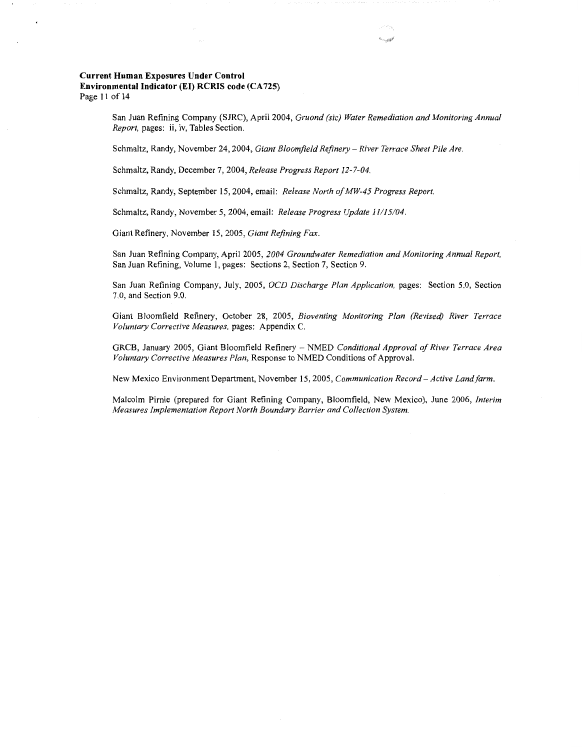San Juan Refining Company (SJRC), April 2004, *Gruond (sic) Water Remediation and Monitoring Annual Report,* pages: ii, iv, Tables Section.

Schmaltz, Randy, November 24, 2004, *Giant Bloomfield Refinery – River Terrace Sheet Pile Are.*

Schmaltz, Randy, December 7, 2004, *Release Progress Report 12-7-04.*

Schmaltz, Randy, September 15, 2004, email: *Release North of MW-45 Progress Report.*

Schmaltz, Randy, November 5, 2004, email: *Release Progress Update 11/15/04.*

Giant Refinery, November 15, 2005, *Giant Refining Fax.*

San Juan Refining Company, April 2005, *2004 Groundwater Remediation and Monitoring Annual Report,* San Juan Refining, Volume 1, pages: Sections 2, Section 7, Section 9.

San Juan Refining Company, July, 2005, *OCD Discharge Plan Application,* pages: Section 5.0, Section 7.0, and Section 9.0.

Giant Bloomfield Refinery, October 28, 2005, *Bioventing Monitoring Plan (Revised) River Terrace Voluntary Corrective Measures,* pages: Appendix C.

GRCB, January 2005, Giant Bloomfield Refinery – NMED *Conditional Approval of River Terrace Area Voluntary Corrective Measures Plan,* Response to NMED Conditions of Approval.

New Mexico Environment Department, November 15, 2005, *Communication Record – Active Landfarm.*

Malcolm Pirnie (prepared for Giant Refining Company, Bloomfield, New Mexico), June 2006, *Interim Measures Implementation Report North Boundary Barrier and Collection System.*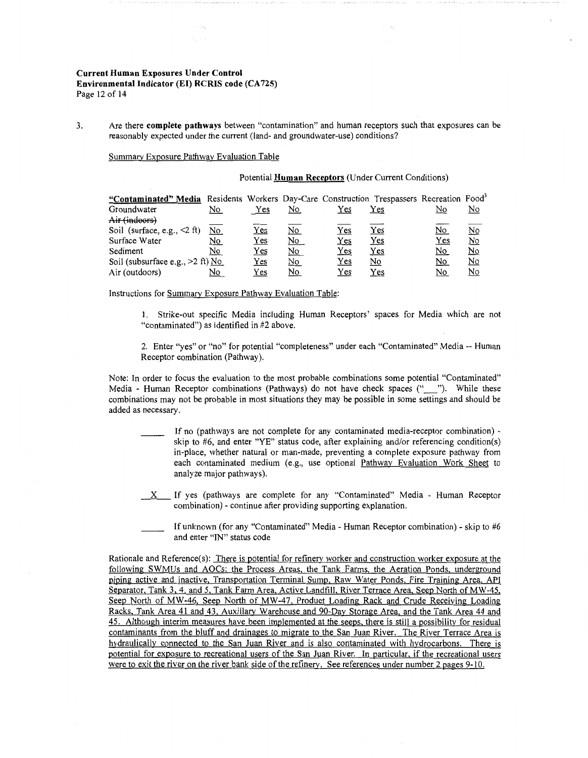**Current Human Exposures Under Control**
**Environmental Indicator (EI) RCRIS code (CA725)**

3. Are there **complete pathways** between "contamination" and human receptors such that exposures can be reasonably expected under the current (land- and groundwater-use) conditions?

Summary Exposure Pathway Evaluation Table

Potential **Human Receptors** (Under Current Conditions)

| "Contaminated" Media | Residents | Workers | Day-Care | Construction | Trespassers | Recreation | Food[3] |
|---|---|---|---|---|---|---|---|
| Groundwater | No | Yes | No | Yes | Yes | No | No |
| ~~Air (indoors)~~ | | | | | | | |
| Soil (surface, e.g., <2 ft) | No | Yes | No | Yes | Yes | No | No |
| Surface Water | No | Yes | No | Yes | Yes | Yes | No |
| Sediment | No | Yes | No | Yes | Yes | No | No |
| Soil (subsurface e.g., >2 ft) | No | Yes | No | Yes | No | No | No |
| Air (outdoors) | No | Yes | No | Yes | Yes | No | No |

Instructions for Summary Exposure Pathway Evaluation Table:

1. Strike-out specific Media including Human Receptors' spaces for Media which are not "contaminated") as identified in #2 above.

2. Enter "yes" or "no" for potential "completeness" under each "Contaminated" Media -- Human Receptor combination (Pathway).

Note: In order to focus the evaluation to the most probable combinations some potential "Contaminated" Media - Human Receptor combinations (Pathways) do not have check spaces ("___"). While these combinations may not be probable in most situations they may be possible in some settings and should be added as necessary.

_____ If no (pathways are not complete for any contaminated media-receptor combination) - skip to #6, and enter "YE" status code, after explaining and/or referencing condition(s) in-place, whether natural or man-made, preventing a complete exposure pathway from each contaminated medium (e.g., use optional Pathway Evaluation Work Sheet to analyze major pathways).

\_\_X\_\_ If yes (pathways are complete for any "Contaminated" Media - Human Receptor combination) - continue after providing supporting explanation.

_____ If unknown (for any "Contaminated" Media - Human Receptor combination) - skip to #6 and enter "IN" status code

Rationale and Reference(s): There is potential for refinery worker and construction worker exposure at the following SWMUs and AOCs: the Process Areas, the Tank Farms, the Aeration Ponds, underground piping active and inactive, Transportation Terminal Sump, Raw Water Ponds, Fire Training Area, API Separator, Tank 3, 4, and 5, Tank Farm Area, Active Landfill, River Terrace Area, Seep North of MW-45, Seep North of MW-46, Seep North of MW-47, Product Loading Rack and Crude Receiving Loading Racks, Tank Area 41 and 43, Auxillary Warehouse and 90-Day Storage Area, and the Tank Area 44 and 45. Although interim measures have been implemented at the seeps, there is still a possibility for residual contaminants from the bluff and drainages to migrate to the San Juan River. The River Terrace Area is hydraulically connected to the San Juan River and is also contaminated with hydrocarbons. There is potential for exposure to recreational users of the San Juan River. In particular, if the recreational users were to exit the river on the river bank side of the refinery. See references under number 2 pages 9-10.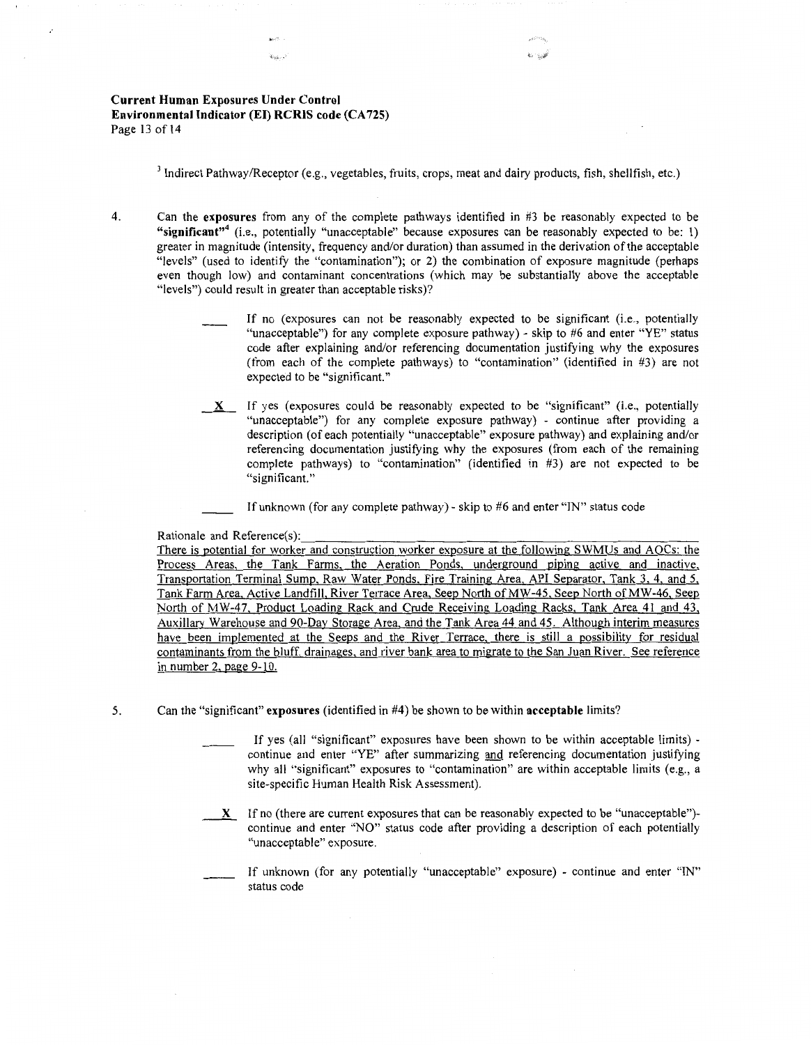[3] Indirect Pathway/Receptor (e.g., vegetables, fruits, crops, meat and dairy products, fish, shellfish, etc.)

4. Can the **exposures** from any of the complete pathways identified in #3 be reasonably expected to be **"significant"**[4] (i.e., potentially "unacceptable" because exposures can be reasonably expected to be: 1) greater in magnitude (intensity, frequency and/or duration) than assumed in the derivation of the acceptable "levels" (used to identify the "contamination"); or 2) the combination of exposure magnitude (perhaps even though low) and contaminant concentrations (which may be substantially above the acceptable "levels") could result in greater than acceptable risks)?

____ If no (exposures can not be reasonably expected to be significant (i.e., potentially "unacceptable") for any complete exposure pathway) - skip to #6 and enter "YE" status code after explaining and/or referencing documentation justifying why the exposures (from each of the complete pathways) to "contamination" (identified in #3) are not expected to be "significant."

__X__ If yes (exposures could be reasonably expected to be "significant" (i.e., potentially "unacceptable") for any complete exposure pathway) - continue after providing a description (of each potentially "unacceptable" exposure pathway) and explaining and/or referencing documentation justifying why the exposures (from each of the remaining complete pathways) to "contamination" (identified in #3) are not expected to be "significant."

____ If unknown (for any complete pathway) - skip to #6 and enter "IN" status code

Rationale and Reference(s):

There is potential for worker and construction worker exposure at the following SWMUs and AOCs: the Process Areas, the Tank Farms, the Aeration Ponds, underground piping active and inactive, Transportation Terminal Sump, Raw Water Ponds, Fire Training Area, API Separator, Tank 3, 4, and 5, Tank Farm Area, Active Landfill, River Terrace Area, Seep North of MW-45, Seep North of MW-46, Seep North of MW-47, Product Loading Rack and Crude Receiving Loading Racks, Tank Area 41 and 43, Auxillary Warehouse and 90-Day Storage Area, and the Tank Area 44 and 45. Although interim measures have been implemented at the Seeps and the River Terrace, there is still a possibility for residual contaminants from the bluff, drainages, and river bank area to migrate to the San Juan River. See reference in number 2, page 9-10.

5. Can the "significant" **exposures** (identified in #4) be shown to be within **acceptable** limits?

____ If yes (all "significant" exposures have been shown to be within acceptable limits) - continue and enter "YE" after summarizing and referencing documentation justifying why all "significant" exposures to "contamination" are within acceptable limits (e.g., a site-specific Human Health Risk Assessment).

__X__ If no (there are current exposures that can be reasonably expected to be "unacceptable") - continue and enter "NO" status code after providing a description of each potentially "unacceptable" exposure.

____ If unknown (for any potentially "unacceptable" exposure) - continue and enter "IN" status code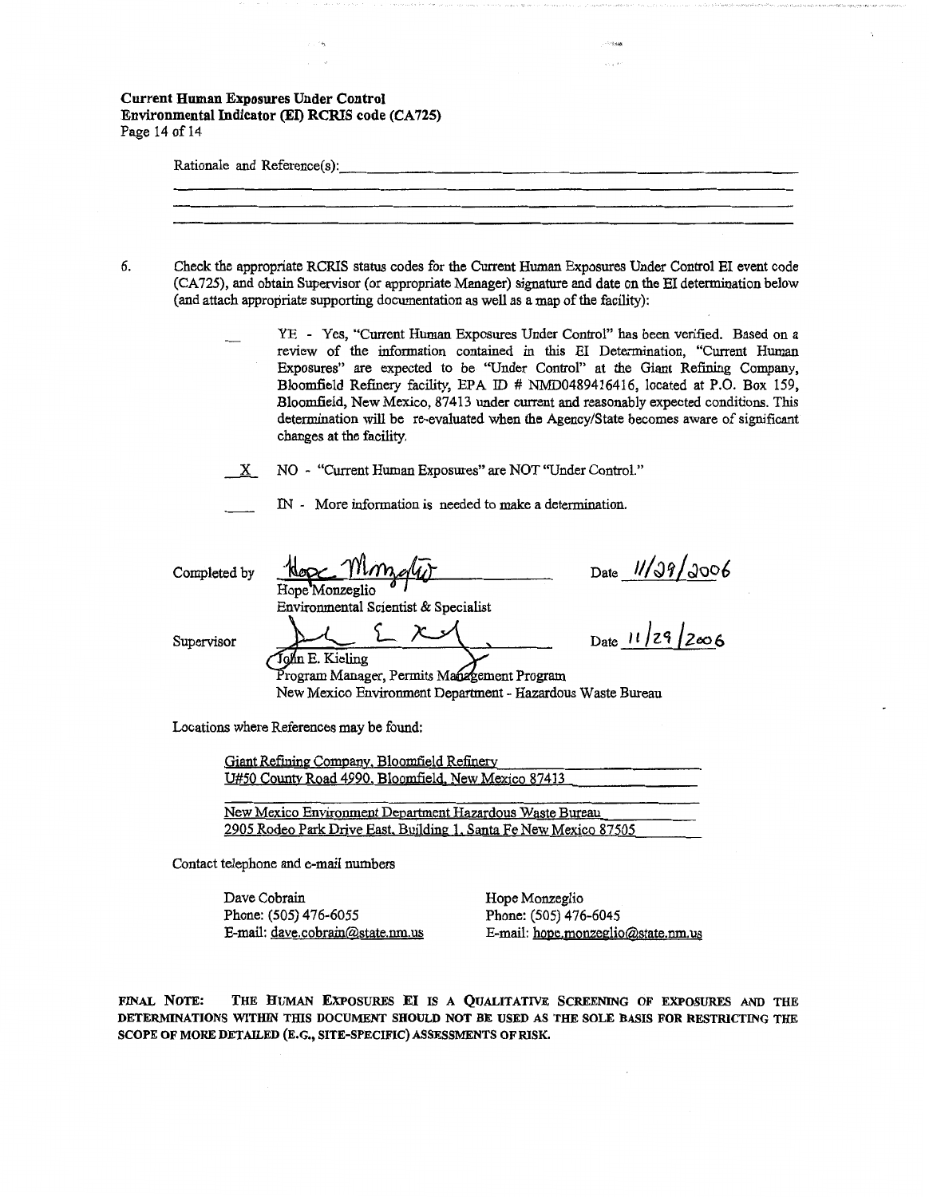Rationale and Reference(s):\_\_\_\_\_\_\_\_\_\_\_\_\_\_\_\_\_\_\_\_\_\_\_\_\_\_\_\_\_\_\_\_\_\_\_\_\_\_\_\_

6. Check the appropriate RCRIS status codes for the Current Human Exposures Under Control EI event code (CA725), and obtain Supervisor (or appropriate Manager) signature and date on the EI determination below (and attach appropriate supporting documentation as well as a map of the facility):

   \_\_\_ YE - Yes, "Current Human Exposures Under Control" has been verified. Based on a review of the information contained in this EI Determination, "Current Human Exposures" are expected to be "Under Control" at the Giant Refining Company, Bloomfield Refinery facility, EPA ID # NMD0489416416, located at P.O. Box 159, Bloomfield, New Mexico, 87413 under current and reasonably expected conditions. This determination will be re-evaluated when the Agency/State becomes aware of significant changes at the facility.

   \_X\_ NO - "Current Human Exposures" are NOT "Under Control."

   \_\_\_ IN - More information is needed to make a determination.

Completed by *Hope Monzeglio* Date *11/29/2006*
Hope Monzeglio
Environmental Scientist & Specialist

Supervisor *John E. Kieling* Date *11/29/2006*
John E. Kieling
Program Manager, Permits Management Program
New Mexico Environment Department - Hazardous Waste Bureau

Locations where References may be found:

Giant Refining Company, Bloomfield Refinery
U#50 County Road 4990, Bloomfield, New Mexico 87413

New Mexico Environment Department Hazardous Waste Bureau
2905 Rodeo Park Drive East, Building 1, Santa Fe New Mexico 87505

Contact telephone and e-mail numbers

Dave Cobrain
Phone: (505) 476-6055
E-mail: dave.cobrain@state.nm.us

Hope Monzeglio
Phone: (505) 476-6045
E-mail: hope.monzeglio@state.nm.us

**FINAL NOTE: THE HUMAN EXPOSURES EI IS A QUALITATIVE SCREENING OF EXPOSURES AND THE DETERMINATIONS WITHIN THIS DOCUMENT SHOULD NOT BE USED AS THE SOLE BASIS FOR RESTRICTING THE SCOPE OF MORE DETAILED (E.G., SITE-SPECIFIC) ASSESSMENTS OF RISK.**